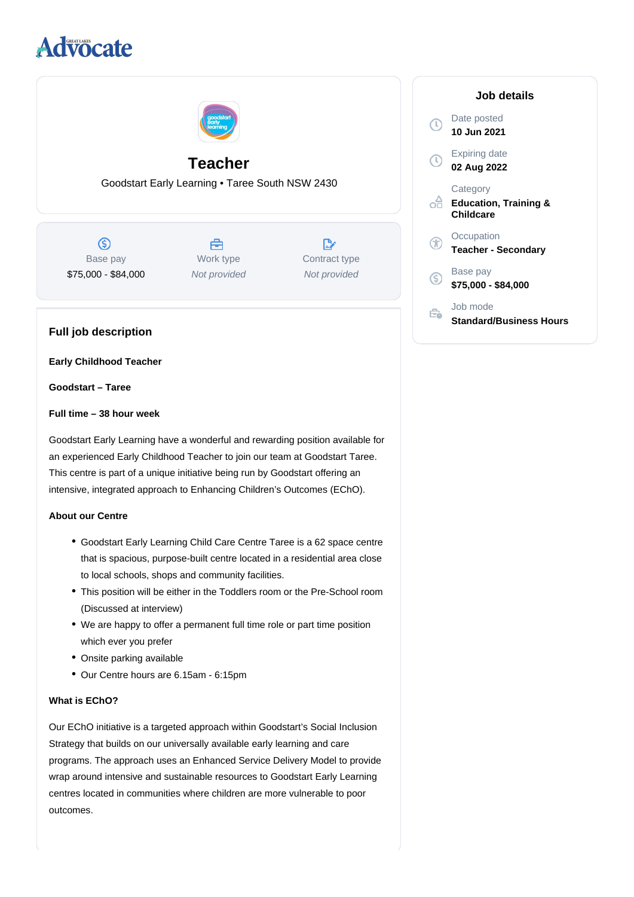Advocate

# Teacher

Goodstart Early Learning • Taree South NSW 2430

| Base pay | Work type | Contract type |
| --- | --- | --- |
| $75,000 - $84,000 | *Not provided* | *Not provided* |

## Job details

Date posted
**10 Jun 2021**

Expiring date
**02 Aug 2022**

Category
**Education, Training & Childcare**

Occupation
**Teacher - Secondary**

Base pay
**$75,000 - $84,000**

Job mode
**Standard/Business Hours**

## Full job description

**Early Childhood Teacher**

**Goodstart – Taree**

**Full time – 38 hour week**

Goodstart Early Learning have a wonderful and rewarding position available for an experienced Early Childhood Teacher to join our team at Goodstart Taree. This centre is part of a unique initiative being run by Goodstart offering an intensive, integrated approach to Enhancing Children's Outcomes (EChO).

**About our Centre**

- Goodstart Early Learning Child Care Centre Taree is a 62 space centre that is spacious, purpose-built centre located in a residential area close to local schools, shops and community facilities.
- This position will be either in the Toddlers room or the Pre-School room (Discussed at interview)
- We are happy to offer a permanent full time role or part time position which ever you prefer
- Onsite parking available
- Our Centre hours are 6.15am - 6:15pm

**What is EChO?**

Our EChO initiative is a targeted approach within Goodstart's Social Inclusion Strategy that builds on our universally available early learning and care programs. The approach uses an Enhanced Service Delivery Model to provide wrap around intensive and sustainable resources to Goodstart Early Learning centres located in communities where children are more vulnerable to poor outcomes.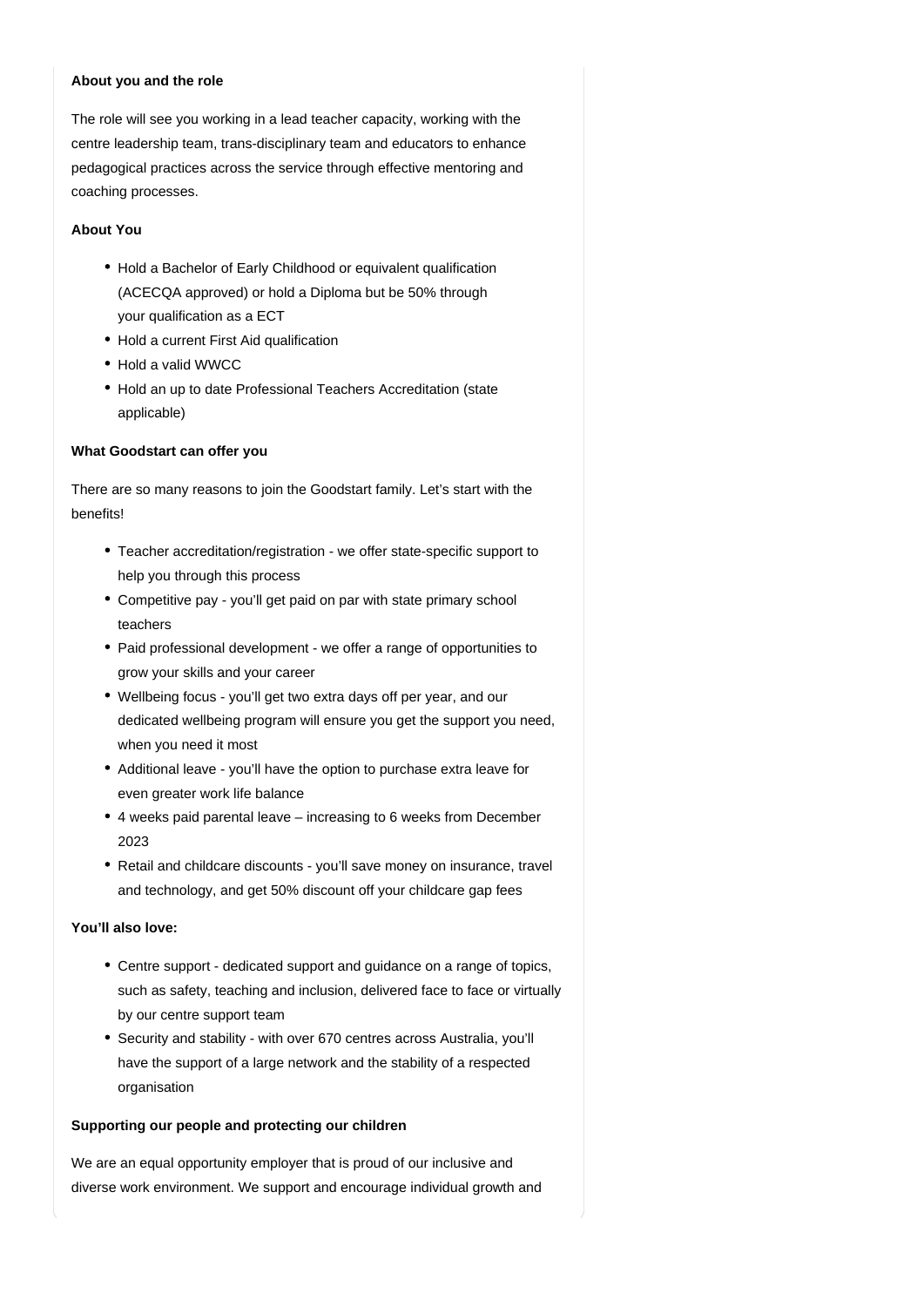**About you and the role**

The role will see you working in a lead teacher capacity, working with the centre leadership team, trans-disciplinary team and educators to enhance pedagogical practices across the service through effective mentoring and coaching processes.

**About You**

- Hold a Bachelor of Early Childhood or equivalent qualification (ACECQA approved) or hold a Diploma but be 50% through your qualification as a ECT
- Hold a current First Aid qualification
- Hold a valid WWCC
- Hold an up to date Professional Teachers Accreditation (state applicable)

**What Goodstart can offer you**

There are so many reasons to join the Goodstart family. Let's start with the benefits!

- Teacher accreditation/registration - we offer state-specific support to help you through this process
- Competitive pay - you'll get paid on par with state primary school teachers
- Paid professional development - we offer a range of opportunities to grow your skills and your career
- Wellbeing focus - you'll get two extra days off per year, and our dedicated wellbeing program will ensure you get the support you need, when you need it most
- Additional leave - you'll have the option to purchase extra leave for even greater work life balance
- 4 weeks paid parental leave – increasing to 6 weeks from December 2023
- Retail and childcare discounts - you'll save money on insurance, travel and technology, and get 50% discount off your childcare gap fees

**You'll also love:**

- Centre support - dedicated support and guidance on a range of topics, such as safety, teaching and inclusion, delivered face to face or virtually by our centre support team
- Security and stability - with over 670 centres across Australia, you'll have the support of a large network and the stability of a respected organisation

**Supporting our people and protecting our children**

We are an equal opportunity employer that is proud of our inclusive and diverse work environment. We support and encourage individual growth and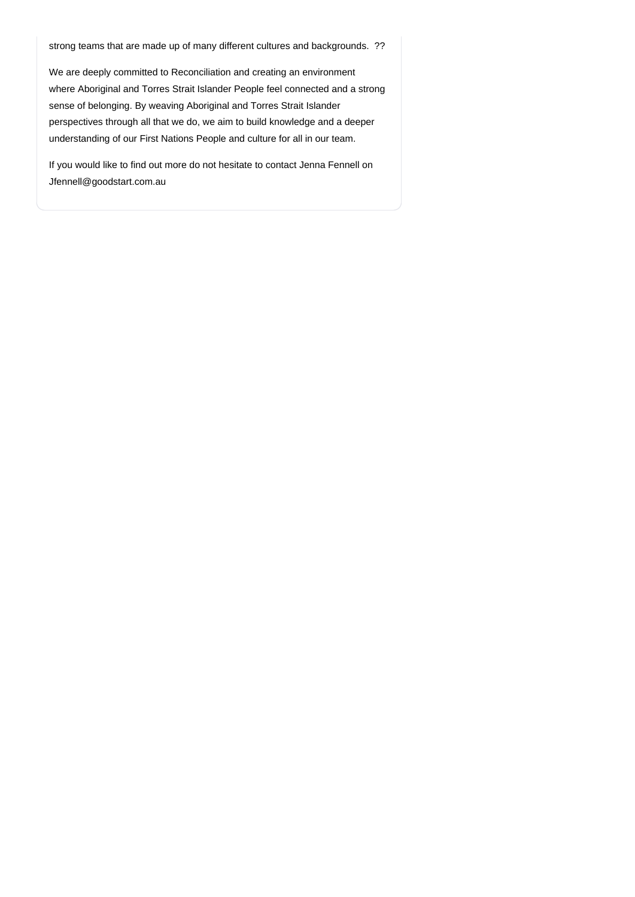strong teams that are made up of many different cultures and backgrounds. ??

We are deeply committed to Reconciliation and creating an environment where Aboriginal and Torres Strait Islander People feel connected and a strong sense of belonging. By weaving Aboriginal and Torres Strait Islander perspectives through all that we do, we aim to build knowledge and a deeper understanding of our First Nations People and culture for all in our team.

If you would like to find out more do not hesitate to contact Jenna Fennell on Jfennell@goodstart.com.au